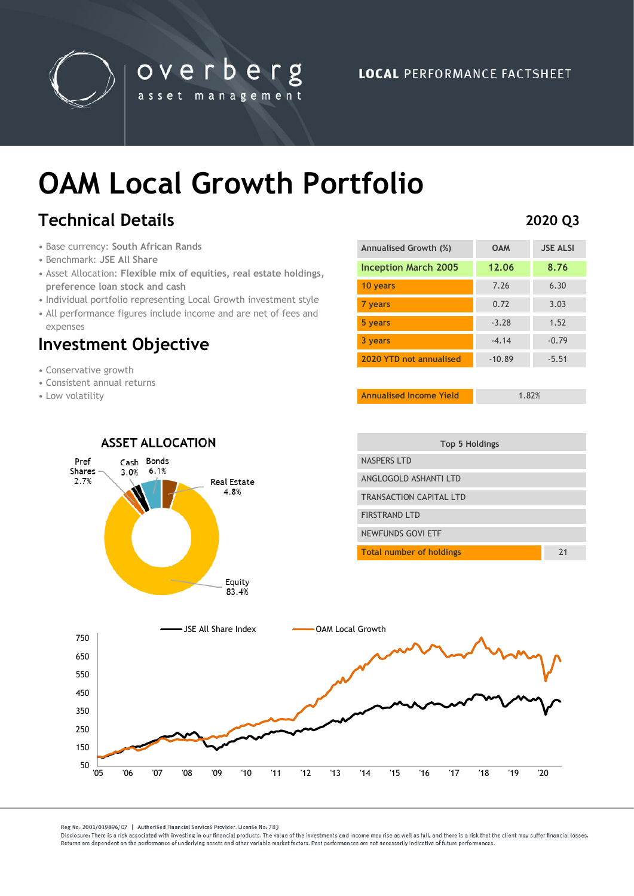overberg asset management

**LOCAL** PERFORMANCE FACTSHEET

# OAM Local Growth Portfolio

## Technical Details

**2020 Q3**

- Base currency: **South African Rands**
- Benchmark: **JSE All Share**
- Asset Allocation: **Flexible mix of equities, real estate holdings, preference loan stock and cash**
- Individual portfolio representing Local Growth investment style
- All performance figures include income and are net of fees and expenses

## Investment Objective

- Conservative growth
- Consistent annual returns
- Low volatility

| Annualised Growth (%) | OAM | JSE ALSI |
|---|---|---|
| Inception March 2005 | 12.06 | 8.76 |
| 10 years | 7.26 | 6.30 |
| 7 years | 0.72 | 3.03 |
| 5 years | -3.28 | 1.52 |
| 3 years | -4.14 | -0.79 |
| 2020 YTD not annualised | -10.89 | -5.51 |

| Annualised Income Yield | 1.82% |
|---|---|

### ASSET ALLOCATION

| Asset | Allocation |
|---|---|
| Equity | 83.4% |
| Real Estate | 4.8% |
| Bonds | 6.1% |
| Cash | 3.0% |
| Pref Shares | 2.7% |

| Top 5 Holdings | |
|---|---|
| NASPERS LTD | |
| ANGLOGOLD ASHANTI LTD | |
| TRANSACTION CAPITAL LTD | |
| FIRSTRAND LTD | |
| NEWFUNDS GOVI ETF | |
| Total number of holdings | 21 |

JSE All Share Index — OAM Local Growth

Reg No: 2001/019896/07 | Authorised Financial Services Provider. License No: 783

Disclosure: There is a risk associated with investing in our financial products. The value of the investments and income may rise as well as fall, and there is a risk that the client may suffer financial losses. Returns are dependent on the performance of underlying assets and other variable market factors. Past performances are not necessarily indicative of future performances.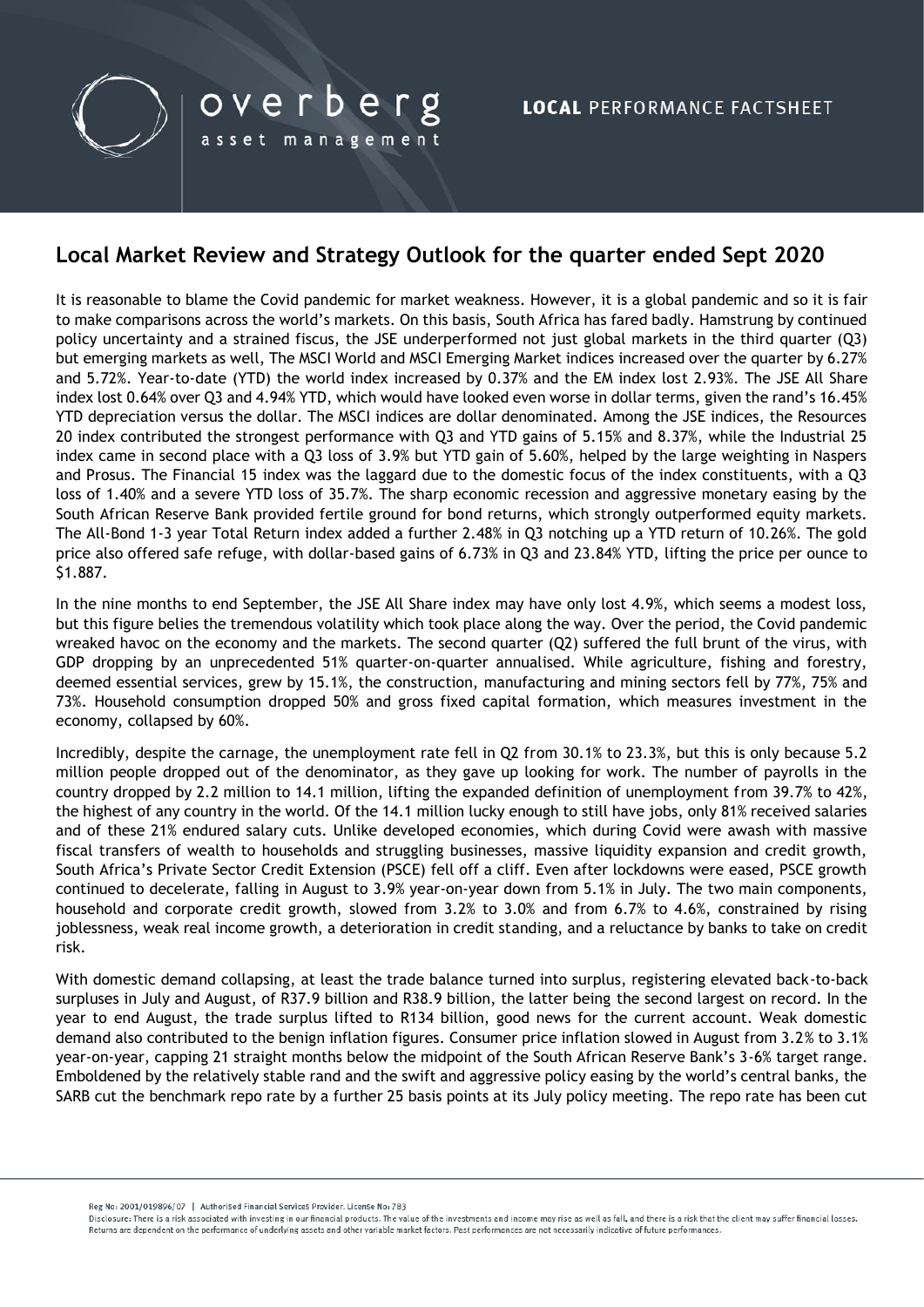overberg asset management

**LOCAL** PERFORMANCE FACTSHEET

## Local Market Review and Strategy Outlook for the quarter ended Sept 2020

It is reasonable to blame the Covid pandemic for market weakness. However, it is a global pandemic and so it is fair to make comparisons across the world's markets. On this basis, South Africa has fared badly. Hamstrung by continued policy uncertainty and a strained fiscus, the JSE underperformed not just global markets in the third quarter (Q3) but emerging markets as well, The MSCI World and MSCI Emerging Market indices increased over the quarter by 6.27% and 5.72%. Year-to-date (YTD) the world index increased by 0.37% and the EM index lost 2.93%. The JSE All Share index lost 0.64% over Q3 and 4.94% YTD, which would have looked even worse in dollar terms, given the rand's 16.45% YTD depreciation versus the dollar. The MSCI indices are dollar denominated. Among the JSE indices, the Resources 20 index contributed the strongest performance with Q3 and YTD gains of 5.15% and 8.37%, while the Industrial 25 index came in second place with a Q3 loss of 3.9% but YTD gain of 5.60%, helped by the large weighting in Naspers and Prosus. The Financial 15 index was the laggard due to the domestic focus of the index constituents, with a Q3 loss of 1.40% and a severe YTD loss of 35.7%. The sharp economic recession and aggressive monetary easing by the South African Reserve Bank provided fertile ground for bond returns, which strongly outperformed equity markets. The All-Bond 1-3 year Total Return index added a further 2.48% in Q3 notching up a YTD return of 10.26%. The gold price also offered safe refuge, with dollar-based gains of 6.73% in Q3 and 23.84% YTD, lifting the price per ounce to \$1.887.

In the nine months to end September, the JSE All Share index may have only lost 4.9%, which seems a modest loss, but this figure belies the tremendous volatility which took place along the way. Over the period, the Covid pandemic wreaked havoc on the economy and the markets. The second quarter (Q2) suffered the full brunt of the virus, with GDP dropping by an unprecedented 51% quarter-on-quarter annualised. While agriculture, fishing and forestry, deemed essential services, grew by 15.1%, the construction, manufacturing and mining sectors fell by 77%, 75% and 73%. Household consumption dropped 50% and gross fixed capital formation, which measures investment in the economy, collapsed by 60%.

Incredibly, despite the carnage, the unemployment rate fell in Q2 from 30.1% to 23.3%, but this is only because 5.2 million people dropped out of the denominator, as they gave up looking for work. The number of payrolls in the country dropped by 2.2 million to 14.1 million, lifting the expanded definition of unemployment from 39.7% to 42%, the highest of any country in the world. Of the 14.1 million lucky enough to still have jobs, only 81% received salaries and of these 21% endured salary cuts. Unlike developed economies, which during Covid were awash with massive fiscal transfers of wealth to households and struggling businesses, massive liquidity expansion and credit growth, South Africa's Private Sector Credit Extension (PSCE) fell off a cliff. Even after lockdowns were eased, PSCE growth continued to decelerate, falling in August to 3.9% year-on-year down from 5.1% in July. The two main components, household and corporate credit growth, slowed from 3.2% to 3.0% and from 6.7% to 4.6%, constrained by rising joblessness, weak real income growth, a deterioration in credit standing, and a reluctance by banks to take on credit risk.

With domestic demand collapsing, at least the trade balance turned into surplus, registering elevated back-to-back surpluses in July and August, of R37.9 billion and R38.9 billion, the latter being the second largest on record. In the year to end August, the trade surplus lifted to R134 billion, good news for the current account. Weak domestic demand also contributed to the benign inflation figures. Consumer price inflation slowed in August from 3.2% to 3.1% year-on-year, capping 21 straight months below the midpoint of the South African Reserve Bank's 3-6% target range. Emboldened by the relatively stable rand and the swift and aggressive policy easing by the world's central banks, the SARB cut the benchmark repo rate by a further 25 basis points at its July policy meeting. The repo rate has been cut

Reg No: 2001/019896/07 | Authorised Financial Services Provider. License No: 783

Disclosure: There is a risk associated with investing in our financial products. The value of the investments and income may rise as well as fall, and there is a risk that the client may suffer financial losses. Returns are dependent on the performance of underlying assets and other variable market factors. Past performances are not necessarily indicative of future performances.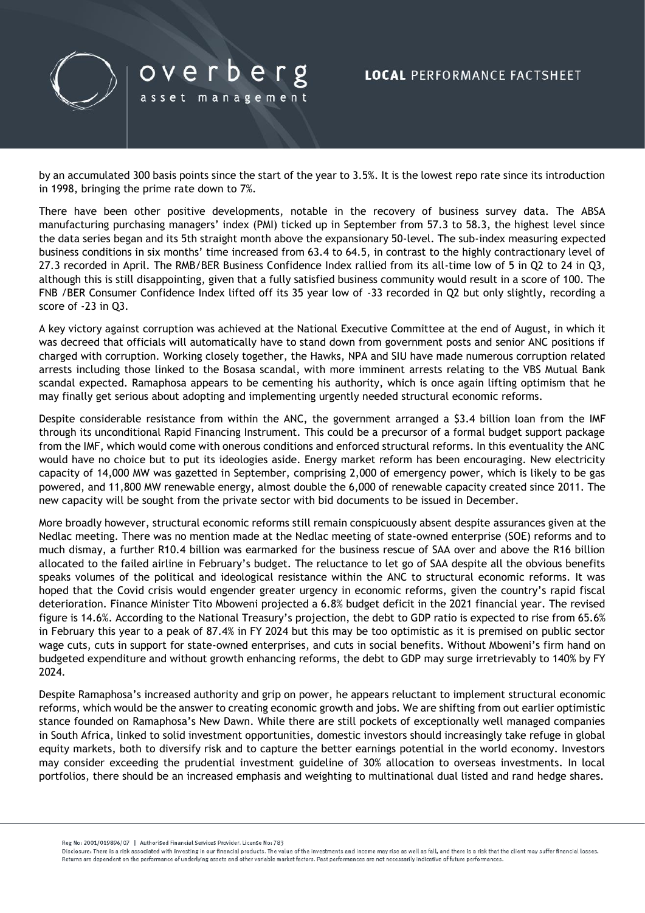by an accumulated 300 basis points since the start of the year to 3.5%. It is the lowest repo rate since its introduction in 1998, bringing the prime rate down to 7%.

There have been other positive developments, notable in the recovery of business survey data. The ABSA manufacturing purchasing managers' index (PMI) ticked up in September from 57.3 to 58.3, the highest level since the data series began and its 5th straight month above the expansionary 50-level. The sub-index measuring expected business conditions in six months' time increased from 63.4 to 64.5, in contrast to the highly contractionary level of 27.3 recorded in April. The RMB/BER Business Confidence Index rallied from its all-time low of 5 in Q2 to 24 in Q3, although this is still disappointing, given that a fully satisfied business community would result in a score of 100. The FNB /BER Consumer Confidence Index lifted off its 35 year low of -33 recorded in Q2 but only slightly, recording a score of -23 in Q3.

A key victory against corruption was achieved at the National Executive Committee at the end of August, in which it was decreed that officials will automatically have to stand down from government posts and senior ANC positions if charged with corruption. Working closely together, the Hawks, NPA and SIU have made numerous corruption related arrests including those linked to the Bosasa scandal, with more imminent arrests relating to the VBS Mutual Bank scandal expected. Ramaphosa appears to be cementing his authority, which is once again lifting optimism that he may finally get serious about adopting and implementing urgently needed structural economic reforms.

Despite considerable resistance from within the ANC, the government arranged a $3.4 billion loan from the IMF through its unconditional Rapid Financing Instrument. This could be a precursor of a formal budget support package from the IMF, which would come with onerous conditions and enforced structural reforms. In this eventuality the ANC would have no choice but to put its ideologies aside. Energy market reform has been encouraging. New electricity capacity of 14,000 MW was gazetted in September, comprising 2,000 of emergency power, which is likely to be gas powered, and 11,800 MW renewable energy, almost double the 6,000 of renewable capacity created since 2011. The new capacity will be sought from the private sector with bid documents to be issued in December.

More broadly however, structural economic reforms still remain conspicuously absent despite assurances given at the Nedlac meeting. There was no mention made at the Nedlac meeting of state-owned enterprise (SOE) reforms and to much dismay, a further R10.4 billion was earmarked for the business rescue of SAA over and above the R16 billion allocated to the failed airline in February's budget. The reluctance to let go of SAA despite all the obvious benefits speaks volumes of the political and ideological resistance within the ANC to structural economic reforms. It was hoped that the Covid crisis would engender greater urgency in economic reforms, given the country's rapid fiscal deterioration. Finance Minister Tito Mboweni projected a 6.8% budget deficit in the 2021 financial year. The revised figure is 14.6%. According to the National Treasury's projection, the debt to GDP ratio is expected to rise from 65.6% in February this year to a peak of 87.4% in FY 2024 but this may be too optimistic as it is premised on public sector wage cuts, cuts in support for state-owned enterprises, and cuts in social benefits. Without Mboweni's firm hand on budgeted expenditure and without growth enhancing reforms, the debt to GDP may surge irretrievably to 140% by FY 2024.

Despite Ramaphosa's increased authority and grip on power, he appears reluctant to implement structural economic reforms, which would be the answer to creating economic growth and jobs. We are shifting from out earlier optimistic stance founded on Ramaphosa's New Dawn. While there are still pockets of exceptionally well managed companies in South Africa, linked to solid investment opportunities, domestic investors should increasingly take refuge in global equity markets, both to diversify risk and to capture the better earnings potential in the world economy. Investors may consider exceeding the prudential investment guideline of 30% allocation to overseas investments. In local portfolios, there should be an increased emphasis and weighting to multinational dual listed and rand hedge shares.